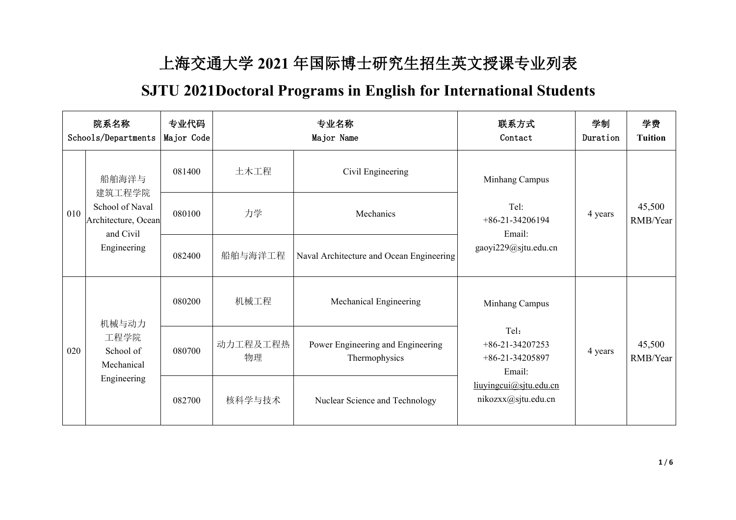# 上海交通大学 2021 年国际博士研究生招生英文授课专业列表

# SJTU 2021Doctoral Programs in English for International Students

| 院系名称 Schools/Departments | | 专业代码 Major Code | 专业名称 Major Name | | 联系方式 Contact | 学制 Duration | 学费 Tuition |
|---|---|---|---|---|---|---|---|
| 010 | 船舶海洋与建筑工程学院 School of Naval Architecture, Ocean and Civil Engineering | 081400 | 土木工程 | Civil Engineering | Minhang Campus<br>Tel: +86-21-34206194<br>Email: gaoyi229@sjtu.edu.cn | 4 years | 45,500 RMB/Year |
| | | 080100 | 力学 | Mechanics | | | |
| | | 082400 | 船舶与海洋工程 | Naval Architecture and Ocean Engineering | | | |
| 020 | 机械与动力工程学院 School of Mechanical Engineering | 080200 | 机械工程 | Mechanical Engineering | Minhang Campus<br>Tel：+86-21-34207253<br>+86-21-34205897<br>Email: liuyingcui@sjtu.edu.cn<br>nikozxx@sjtu.edu.cn | 4 years | 45,500 RMB/Year |
| | | 080700 | 动力工程及工程热物理 | Power Engineering and Engineering Thermophysics | | | |
| | | 082700 | 核科学与技术 | Nuclear Science and Technology | | | |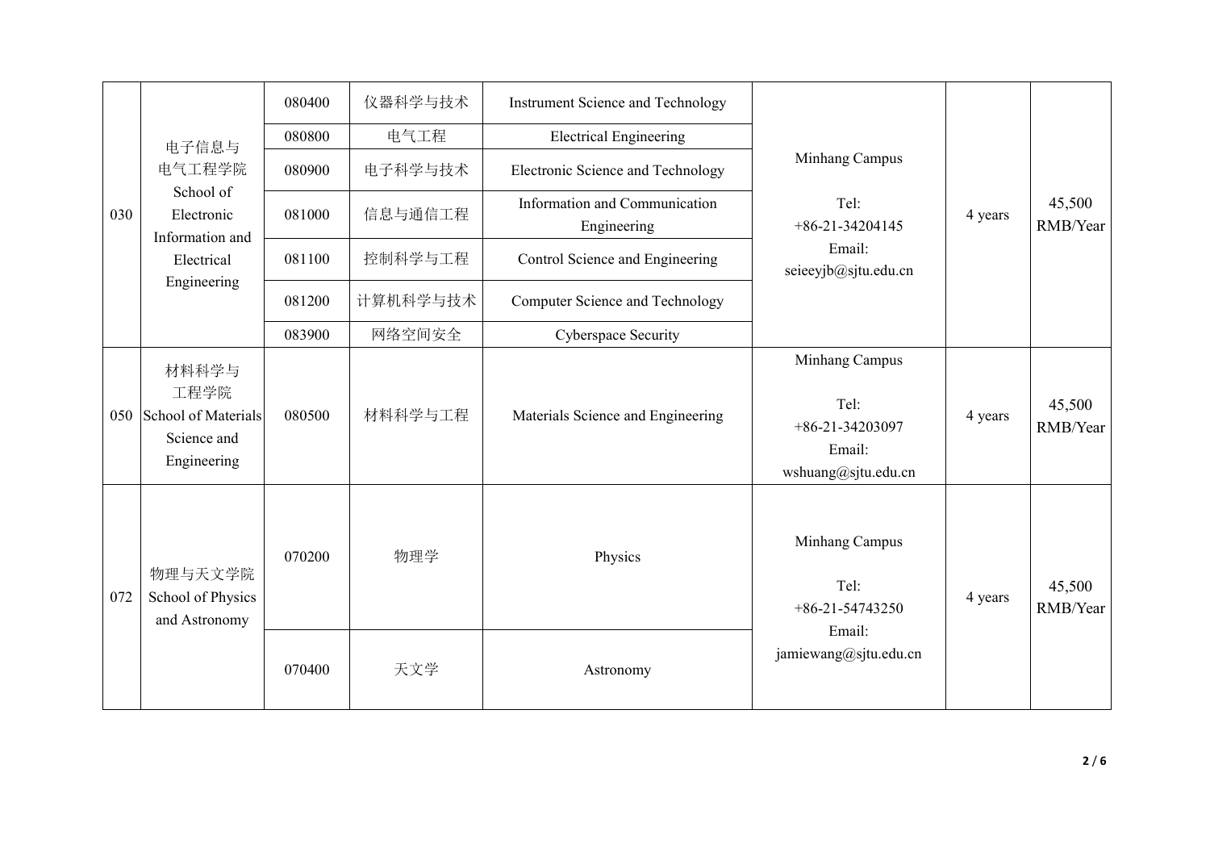| 030 | 电子信息与电气工程学院 School of Electronic Information and Electrical Engineering | 080400 | 仪器科学与技术 | Instrument Science and Technology | Minhang Campus Tel: +86-21-34204145 Email: seieeyjb@sjtu.edu.cn | 4 years | 45,500 RMB/Year |
|---|---|---|---|---|---|---|---|
| | | 080800 | 电气工程 | Electrical Engineering | | | |
| | | 080900 | 电子科学与技术 | Electronic Science and Technology | | | |
| | | 081000 | 信息与通信工程 | Information and Communication Engineering | | | |
| | | 081100 | 控制科学与工程 | Control Science and Engineering | | | |
| | | 081200 | 计算机科学与技术 | Computer Science and Technology | | | |
| | | 083900 | 网络空间安全 | Cyberspace Security | | | |
| 050 | 材料科学与工程学院 School of Materials Science and Engineering | 080500 | 材料科学与工程 | Materials Science and Engineering | Minhang Campus Tel: +86-21-34203097 Email: wshuang@sjtu.edu.cn | 4 years | 45,500 RMB/Year |
| 072 | 物理与天文学院 School of Physics and Astronomy | 070200 | 物理学 | Physics | Minhang Campus Tel: +86-21-54743250 Email: jamiewang@sjtu.edu.cn | 4 years | 45,500 RMB/Year |
| | | 070400 | 天文学 | Astronomy | | | |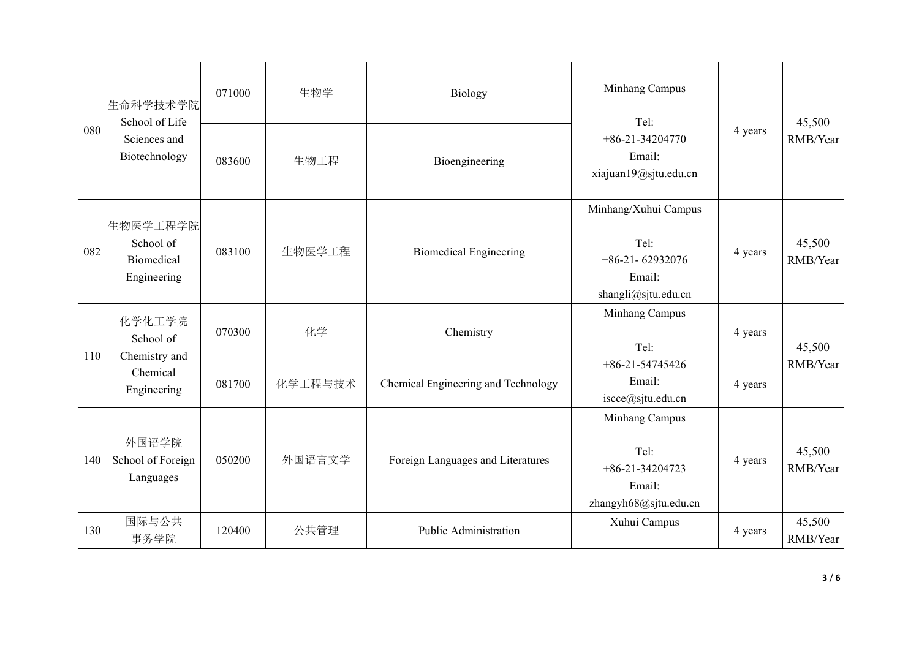| 080 | 生命科学技术学院 School of Life Sciences and Biotechnology | 071000 | 生物学 | Biology | Minhang Campus Tel: +86-21-34204770 Email: xiajuan19@sjtu.edu.cn | 4 years | 45,500 RMB/Year |
|---|---|---|---|---|---|---|---|
| | | 083600 | 生物工程 | Bioengineering | | | |
| 082 | 生物医学工程学院 School of Biomedical Engineering | 083100 | 生物医学工程 | Biomedical Engineering | Minhang/Xuhui Campus Tel: +86-21- 62932076 Email: shangli@sjtu.edu.cn | 4 years | 45,500 RMB/Year |
| 110 | 化学化工学院 School of Chemistry and Chemical Engineering | 070300 | 化学 | Chemistry | Minhang Campus Tel: +86-21-54745426 Email: iscce@sjtu.edu.cn | 4 years | 45,500 RMB/Year |
| | | 081700 | 化学工程与技术 | Chemical Engineering and Technology | | 4 years | |
| 140 | 外国语学院 School of Foreign Languages | 050200 | 外国语言文学 | Foreign Languages and Literatures | Minhang Campus Tel: +86-21-34204723 Email: zhangyh68@sjtu.edu.cn | 4 years | 45,500 RMB/Year |
| 130 | 国际与公共事务学院 | 120400 | 公共管理 | Public Administration | Xuhui Campus | 4 years | 45,500 RMB/Year |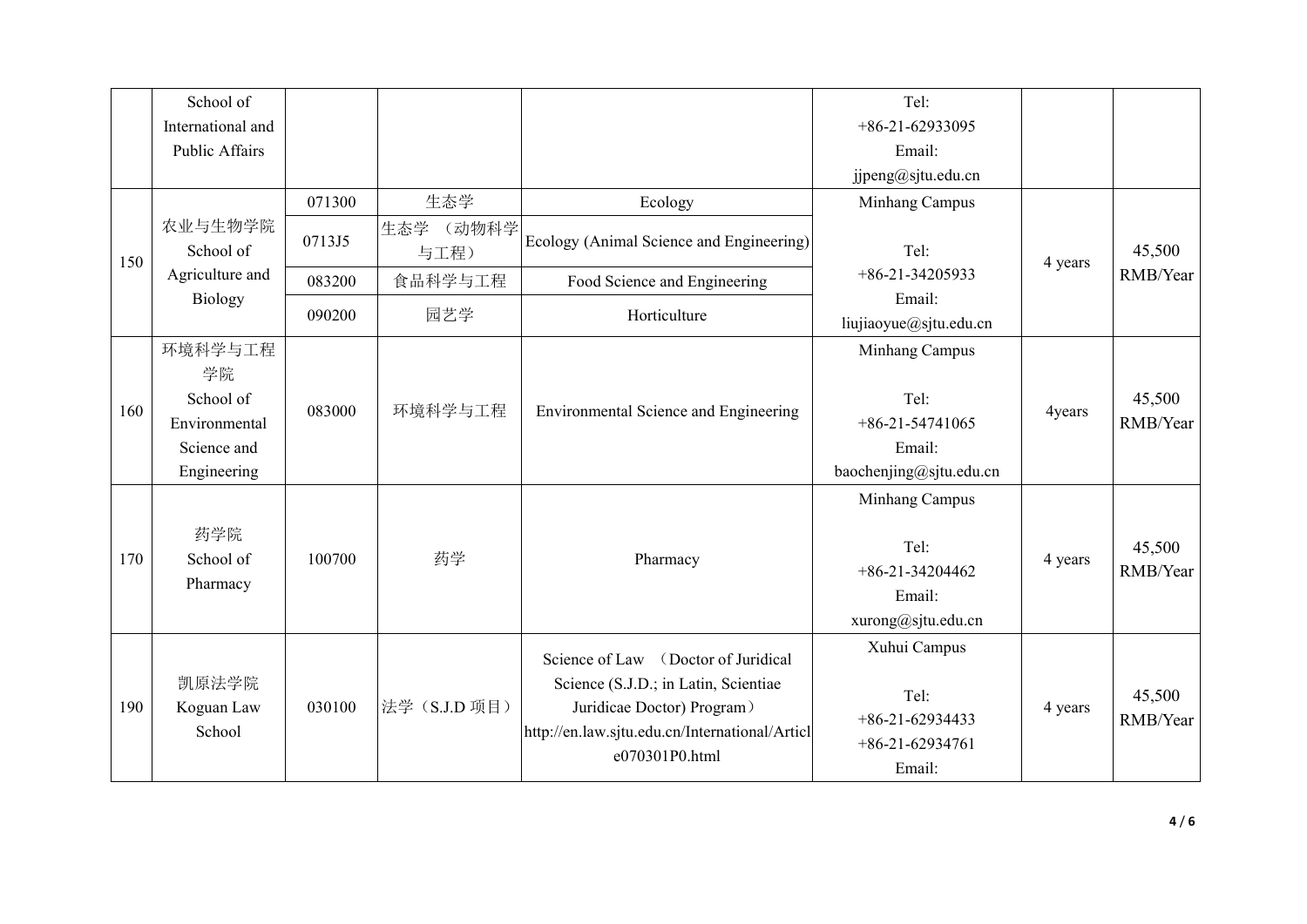| | | | | | | | |
|---|---|---|---|---|---|---|---|
| | School of International and Public Affairs | | | | Tel: +86-21-62933095 Email: jjpeng@sjtu.edu.cn | | |
| 150 | 农业与生物学院 School of Agriculture and Biology | 071300 | 生态学 | Ecology | Minhang Campus Tel: +86-21-34205933 Email: liujiaoyue@sjtu.edu.cn | 4 years | 45,500 RMB/Year |
| | | 0713J5 | 生态学 （动物科学与工程） | Ecology (Animal Science and Engineering) | | | |
| | | 083200 | 食品科学与工程 | Food Science and Engineering | | | |
| | | 090200 | 园艺学 | Horticulture | | | |
| 160 | 环境科学与工程学院 School of Environmental Science and Engineering | 083000 | 环境科学与工程 | Environmental Science and Engineering | Minhang Campus Tel: +86-21-54741065 Email: baochenjing@sjtu.edu.cn | 4years | 45,500 RMB/Year |
| 170 | 药学院 School of Pharmacy | 100700 | 药学 | Pharmacy | Minhang Campus Tel: +86-21-34204462 Email: xurong@sjtu.edu.cn | 4 years | 45,500 RMB/Year |
| 190 | 凯原法学院 Koguan Law School | 030100 | 法学（S.J.D 项目） | Science of Law （Doctor of Juridical Science (S.J.D.; in Latin, Scientiae Juridicae Doctor) Program） http://en.law.sjtu.edu.cn/International/Article070301P0.html | Xuhui Campus Tel: +86-21-62934433 +86-21-62934761 Email: | 4 years | 45,500 RMB/Year |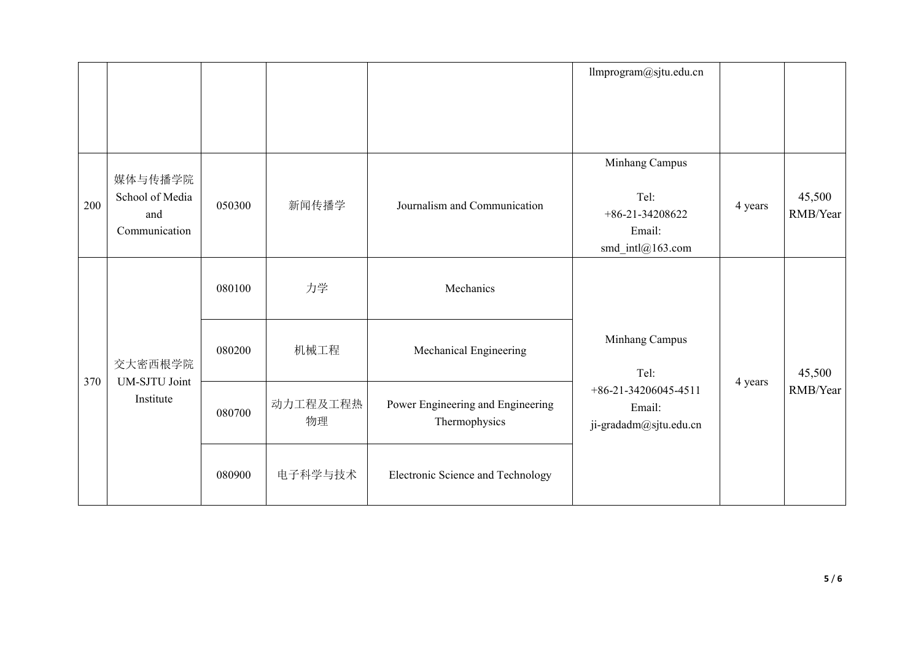| | | | | | llmprogram@sjtu.edu.cn | | |
|---|---|---|---|---|---|---|---|
| 200 | 媒体与传播学院 School of Media and Communication | 050300 | 新闻传播学 | Journalism and Communication | Minhang Campus<br><br>Tel: +86-21-34208622<br>Email: smd_intl@163.com | 4 years | 45,500 RMB/Year |
| 370 | 交大密西根学院 UM-SJTU Joint Institute | 080100 | 力学 | Mechanics | Minhang Campus<br><br>Tel: +86-21-34206045-4511<br>Email: ji-gradadm@sjtu.edu.cn | 4 years | 45,500 RMB/Year |
| | | 080200 | 机械工程 | Mechanical Engineering | | | |
| | | 080700 | 动力工程及工程热物理 | Power Engineering and Engineering Thermophysics | | | |
| | | 080900 | 电子科学与技术 | Electronic Science and Technology | | | |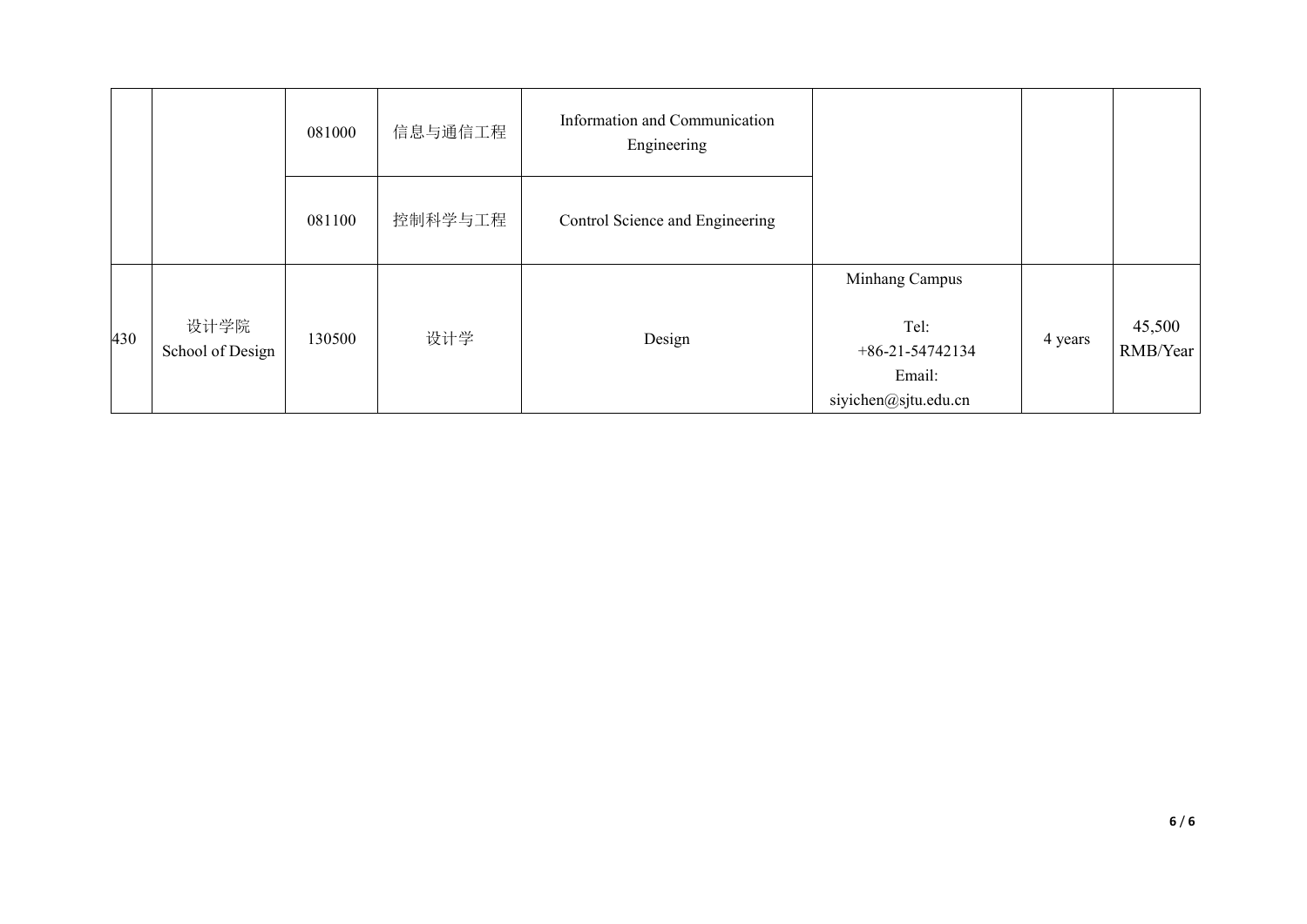| | | | | | | | |
|---|---|---|---|---|---|---|---|
| | | 081000 | 信息与通信工程 | Information and Communication Engineering | | | |
| | | 081100 | 控制科学与工程 | Control Science and Engineering | | | |
| 430 | 设计学院 School of Design | 130500 | 设计学 | Design | Minhang Campus Tel: +86-21-54742134 Email: siyichen@sjtu.edu.cn | 4 years | 45,500 RMB/Year |